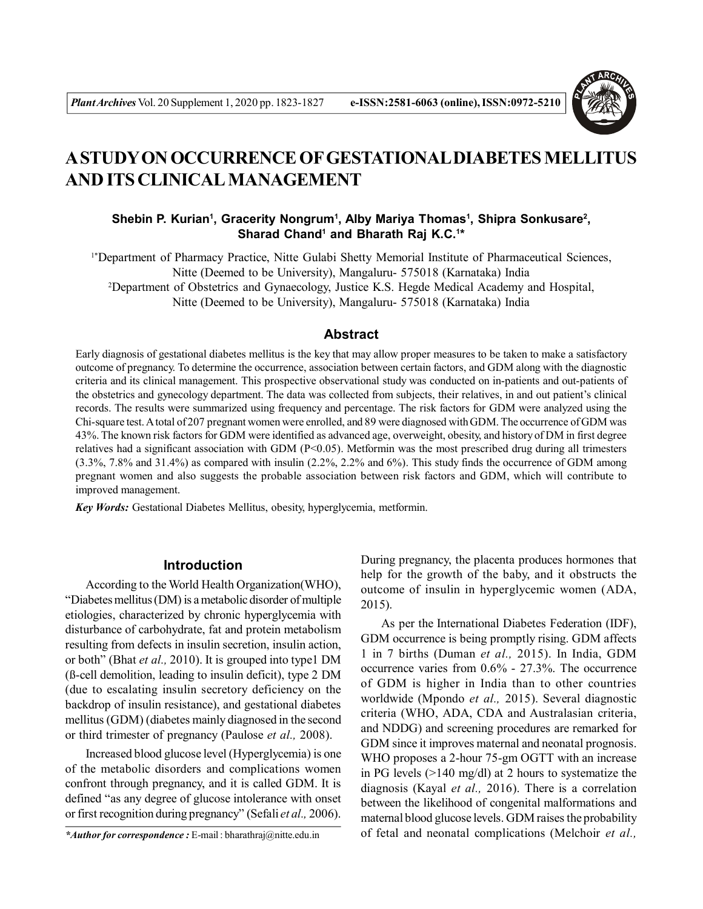# A STUDY ON OCCURRENCE OF GESTATIONAL DIABETES MELLITUS AND ITS CLINICAL MANAGEMENT

**Shebin P. Kurian[1], Gracerity Nongrum[1], Alby Mariya Thomas[1], Shipra Sonkusare[2], Sharad Chand[1] and Bharath Raj K.C.[1*]**

[1*]Department of Pharmacy Practice, Nitte Gulabi Shetty Memorial Institute of Pharmaceutical Sciences, Nitte (Deemed to be University), Mangaluru- 575018 (Karnataka) India

[2]Department of Obstetrics and Gynaecology, Justice K.S. Hegde Medical Academy and Hospital, Nitte (Deemed to be University), Mangaluru- 575018 (Karnataka) India

## Abstract

Early diagnosis of gestational diabetes mellitus is the key that may allow proper measures to be taken to make a satisfactory outcome of pregnancy. To determine the occurrence, association between certain factors, and GDM along with the diagnostic criteria and its clinical management. This prospective observational study was conducted on in-patients and out-patients of the obstetrics and gynecology department. The data was collected from subjects, their relatives, in and out patient's clinical records. The results were summarized using frequency and percentage. The risk factors for GDM were analyzed using the Chi-square test. A total of 207 pregnant women were enrolled, and 89 were diagnosed with GDM. The occurrence of GDM was 43%. The known risk factors for GDM were identified as advanced age, overweight, obesity, and history of DM in first degree relatives had a significant association with GDM ($P<0.05$). Metformin was the most prescribed drug during all trimesters (3.3%, 7.8% and 31.4%) as compared with insulin (2.2%, 2.2% and 6%). This study finds the occurrence of GDM among pregnant women and also suggests the probable association between risk factors and GDM, which will contribute to improved management.

***Key Words:*** Gestational Diabetes Mellitus, obesity, hyperglycemia, metformin.

## Introduction

According to the World Health Organization(WHO), "Diabetes mellitus (DM) is a metabolic disorder of multiple etiologies, characterized by chronic hyperglycemia with disturbance of carbohydrate, fat and protein metabolism resulting from defects in insulin secretion, insulin action, or both" (Bhat *et al.,* 2010). It is grouped into type1 DM (ß-cell demolition, leading to insulin deficit), type 2 DM (due to escalating insulin secretory deficiency on the backdrop of insulin resistance), and gestational diabetes mellitus (GDM) (diabetes mainly diagnosed in the second or third trimester of pregnancy (Paulose *et al.,* 2008).

Increased blood glucose level (Hyperglycemia) is one of the metabolic disorders and complications women confront through pregnancy, and it is called GDM. It is defined "as any degree of glucose intolerance with onset or first recognition during pregnancy" (Sefali *et al.,* 2006). During pregnancy, the placenta produces hormones that help for the growth of the baby, and it obstructs the outcome of insulin in hyperglycemic women (ADA, 2015).

As per the International Diabetes Federation (IDF), GDM occurrence is being promptly rising. GDM affects 1 in 7 births (Duman *et al.,* 2015). In India, GDM occurrence varies from 0.6% - 27.3%. The occurrence of GDM is higher in India than to other countries worldwide (Mpondo *et al.,* 2015). Several diagnostic criteria (WHO, ADA, CDA and Australasian criteria, and NDDG) and screening procedures are remarked for GDM since it improves maternal and neonatal prognosis. WHO proposes a 2-hour 75-gm OGTT with an increase in PG levels (>140 mg/dl) at 2 hours to systematize the diagnosis (Kayal *et al.,* 2016). There is a correlation between the likelihood of congenital malformations and maternal blood glucose levels. GDM raises the probability of fetal and neonatal complications (Melchoir *et al.,*

***\*Author for correspondence :*** E-mail : bharathraj@nitte.edu.in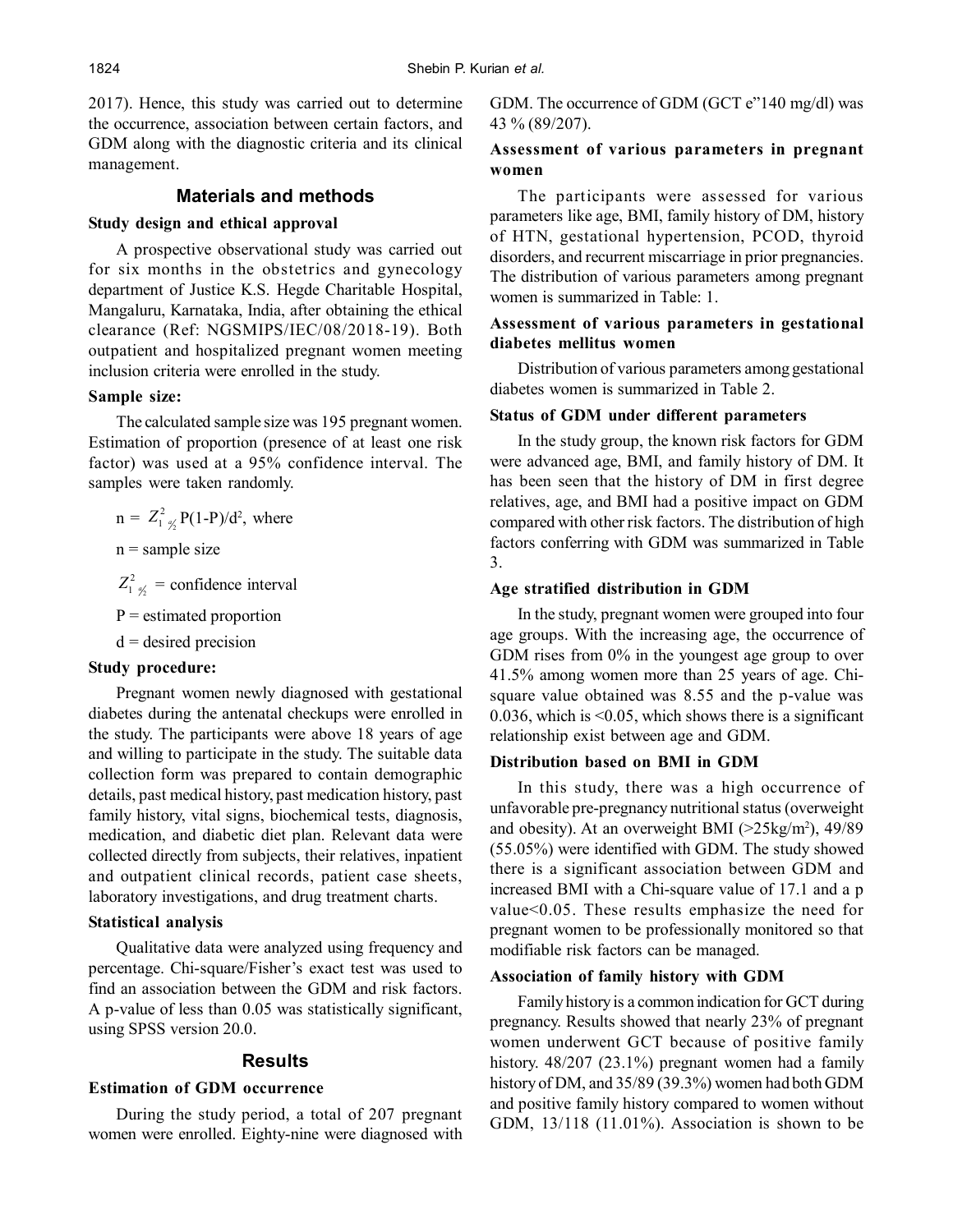2017). Hence, this study was carried out to determine the occurrence, association between certain factors, and GDM along with the diagnostic criteria and its clinical management.

## Materials and methods

### Study design and ethical approval

A prospective observational study was carried out for six months in the obstetrics and gynecology department of Justice K.S. Hegde Charitable Hospital, Mangaluru, Karnataka, India, after obtaining the ethical clearance (Ref: NGSMIPS/IEC/08/2018-19). Both outpatient and hospitalized pregnant women meeting inclusion criteria were enrolled in the study.

### Sample size:

The calculated sample size was 195 pregnant women. Estimation of proportion (presence of at least one risk factor) was used at a 95% confidence interval. The samples were taken randomly.

$n = Z^2_{1-\alpha/2} P(1-P)/d^2$, where

n = sample size

$Z^2_{1-\alpha/2}$ = confidence interval

P = estimated proportion

d = desired precision

### Study procedure:

Pregnant women newly diagnosed with gestational diabetes during the antenatal checkups were enrolled in the study. The participants were above 18 years of age and willing to participate in the study. The suitable data collection form was prepared to contain demographic details, past medical history, past medication history, past family history, vital signs, biochemical tests, diagnosis, medication, and diabetic diet plan. Relevant data were collected directly from subjects, their relatives, inpatient and outpatient clinical records, patient case sheets, laboratory investigations, and drug treatment charts.

### Statistical analysis

Qualitative data were analyzed using frequency and percentage. Chi-square/Fisher's exact test was used to find an association between the GDM and risk factors. A p-value of less than 0.05 was statistically significant, using SPSS version 20.0.

## Results

### Estimation of GDM occurrence

During the study period, a total of 207 pregnant women were enrolled. Eighty-nine were diagnosed with GDM. The occurrence of GDM (GCT e"140 mg/dl) was 43 % (89/207).

### Assessment of various parameters in pregnant women

The participants were assessed for various parameters like age, BMI, family history of DM, history of HTN, gestational hypertension, PCOD, thyroid disorders, and recurrent miscarriage in prior pregnancies. The distribution of various parameters among pregnant women is summarized in Table: 1.

### Assessment of various parameters in gestational diabetes mellitus women

Distribution of various parameters among gestational diabetes women is summarized in Table 2.

### Status of GDM under different parameters

In the study group, the known risk factors for GDM were advanced age, BMI, and family history of DM. It has been seen that the history of DM in first degree relatives, age, and BMI had a positive impact on GDM compared with other risk factors. The distribution of high factors conferring with GDM was summarized in Table 3.

### Age stratified distribution in GDM

In the study, pregnant women were grouped into four age groups. With the increasing age, the occurrence of GDM rises from 0% in the youngest age group to over 41.5% among women more than 25 years of age. Chi-square value obtained was 8.55 and the p-value was 0.036, which is <0.05, which shows there is a significant relationship exist between age and GDM.

### Distribution based on BMI in GDM

In this study, there was a high occurrence of unfavorable pre-pregnancy nutritional status (overweight and obesity). At an overweight BMI (>25kg/m$^2$), 49/89 (55.05%) were identified with GDM. The study showed there is a significant association between GDM and increased BMI with a Chi-square value of 17.1 and a p value<0.05. These results emphasize the need for pregnant women to be professionally monitored so that modifiable risk factors can be managed.

### Association of family history with GDM

Family history is a common indication for GCT during pregnancy. Results showed that nearly 23% of pregnant women underwent GCT because of positive family history. 48/207 (23.1%) pregnant women had a family history of DM, and 35/89 (39.3%) women had both GDM and positive family history compared to women without GDM, 13/118 (11.01%). Association is shown to be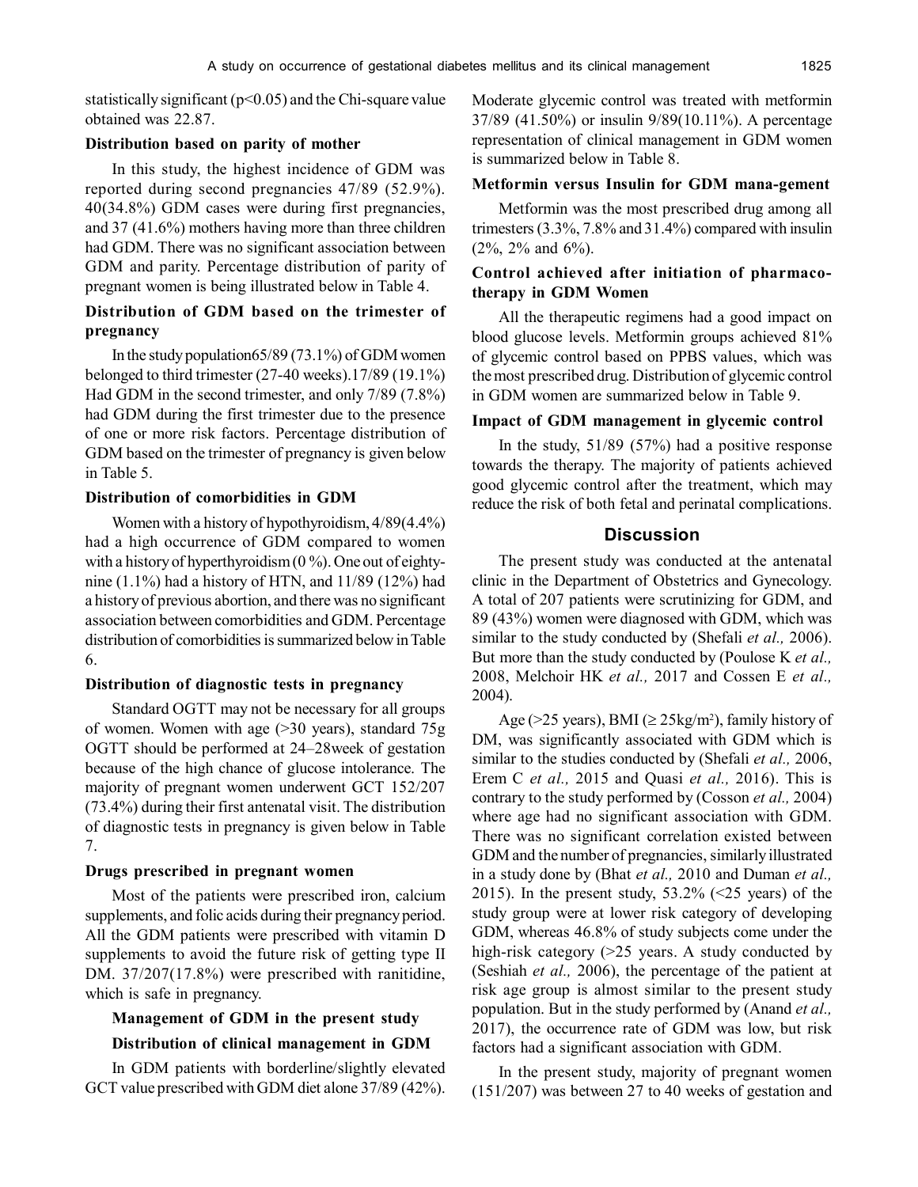statistically significant ($p<0.05$) and the Chi-square value obtained was 22.87.

### Distribution based on parity of mother

In this study, the highest incidence of GDM was reported during second pregnancies 47/89 (52.9%). 40(34.8%) GDM cases were during first pregnancies, and 37 (41.6%) mothers having more than three children had GDM. There was no significant association between GDM and parity. Percentage distribution of parity of pregnant women is being illustrated below in Table 4.

### Distribution of GDM based on the trimester of pregnancy

In the study population65/89 (73.1%) of GDM women belonged to third trimester (27-40 weeks).17/89 (19.1%) Had GDM in the second trimester, and only 7/89 (7.8%) had GDM during the first trimester due to the presence of one or more risk factors. Percentage distribution of GDM based on the trimester of pregnancy is given below in Table 5.

### Distribution of comorbidities in GDM

Women with a history of hypothyroidism, 4/89(4.4%) had a high occurrence of GDM compared to women with a history of hyperthyroidism (0 %). One out of eighty-nine (1.1%) had a history of HTN, and 11/89 (12%) had a history of previous abortion, and there was no significant association between comorbidities and GDM. Percentage distribution of comorbidities is summarized below in Table 6.

### Distribution of diagnostic tests in pregnancy

Standard OGTT may not be necessary for all groups of women. Women with age (>30 years), standard 75g OGTT should be performed at 24–28week of gestation because of the high chance of glucose intolerance. The majority of pregnant women underwent GCT 152/207 (73.4%) during their first antenatal visit. The distribution of diagnostic tests in pregnancy is given below in Table 7.

### Drugs prescribed in pregnant women

Most of the patients were prescribed iron, calcium supplements, and folic acids during their pregnancy period. All the GDM patients were prescribed with vitamin D supplements to avoid the future risk of getting type II DM. 37/207(17.8%) were prescribed with ranitidine, which is safe in pregnancy.

### Management of GDM in the present study

### Distribution of clinical management in GDM

In GDM patients with borderline/slightly elevated GCT value prescribed with GDM diet alone 37/89 (42%). Moderate glycemic control was treated with metformin 37/89 (41.50%) or insulin 9/89(10.11%). A percentage representation of clinical management in GDM women is summarized below in Table 8.

### Metformin versus Insulin for GDM mana-gement

Metformin was the most prescribed drug among all trimesters (3.3%, 7.8% and 31.4%) compared with insulin (2%, 2% and 6%).

### Control achieved after initiation of pharmaco-therapy in GDM Women

All the therapeutic regimens had a good impact on blood glucose levels. Metformin groups achieved 81% of glycemic control based on PPBS values, which was the most prescribed drug. Distribution of glycemic control in GDM women are summarized below in Table 9.

### Impact of GDM management in glycemic control

In the study, 51/89 (57%) had a positive response towards the therapy. The majority of patients achieved good glycemic control after the treatment, which may reduce the risk of both fetal and perinatal complications.

## Discussion

The present study was conducted at the antenatal clinic in the Department of Obstetrics and Gynecology. A total of 207 patients were scrutinizing for GDM, and 89 (43%) women were diagnosed with GDM, which was similar to the study conducted by (Shefali *et al.,* 2006). But more than the study conducted by (Poulose K *et al.,* 2008, Melchoir HK *et al.,* 2017 and Cossen E *et al.,* 2004).

Age (>25 years), BMI ($\geq 25kg/m^2$), family history of DM, was significantly associated with GDM which is similar to the studies conducted by (Shefali *et al.,* 2006, Erem C *et al.,* 2015 and Quasi *et al.,* 2016). This is contrary to the study performed by (Cosson *et al.,* 2004) where age had no significant association with GDM. There was no significant correlation existed between GDM and the number of pregnancies, similarly illustrated in a study done by (Bhat *et al.,* 2010 and Duman *et al.,* 2015). In the present study, 53.2% (<25 years) of the study group were at lower risk category of developing GDM, whereas 46.8% of study subjects come under the high-risk category (>25 years. A study conducted by (Seshiah *et al.,* 2006), the percentage of the patient at risk age group is almost similar to the present study population. But in the study performed by (Anand *et al.,* 2017), the occurrence rate of GDM was low, but risk factors had a significant association with GDM.

In the present study, majority of pregnant women (151/207) was between 27 to 40 weeks of gestation and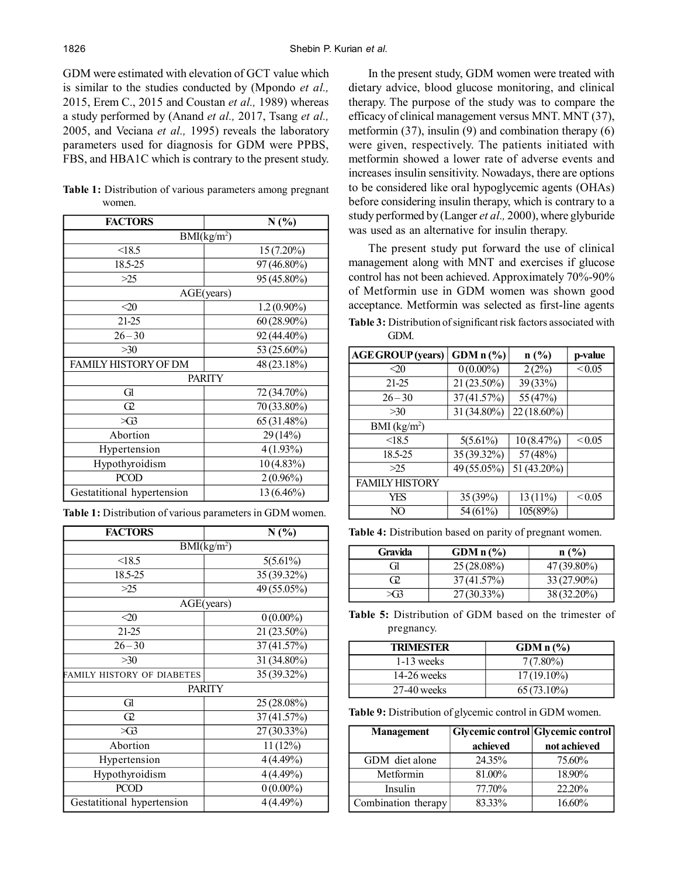GDM were estimated with elevation of GCT value which is similar to the studies conducted by (Mpondo *et al.,* 2015, Erem C., 2015 and Coustan *et al.,* 1989) whereas a study performed by (Anand *et al.,* 2017, Tsang *et al.,* 2005, and Veciana *et al.,* 1995) reveals the laboratory parameters used for diagnosis for GDM were PPBS, FBS, and HBA1C which is contrary to the present study.

**Table 1:** Distribution of various parameters among pregnant women.

| FACTORS | N (%) |
|---|---|
| BMI(kg/m$^2$) | |
| <18.5 | 15 (7.20%) |
| 18.5-25 | 97 (46.80%) |
| >25 | 95 (45.80%) |
| AGE(years) | |
| <20 | 1.2 (0.90%) |
| 21-25 | 60 (28.90%) |
| 26 – 30 | 92 (44.40%) |
| >30 | 53 (25.60%) |
| FAMILY HISTORY OF DM | 48 (23.18%) |
| PARITY | |
| G1 | 72 (34.70%) |
| G2 | 70 (33.80%) |
| >G3 | 65 (31.48%) |
| Abortion | 29 (14%) |
| Hypertension | 4 (1.93%) |
| Hypothyroidism | 10 (4.83%) |
| PCOD | 2 (0.96%) |
| Gestatitional hypertension | 13 (6.46%) |

**Table 1:** Distribution of various parameters in GDM women.

| FACTORS | N (%) |
|---|---|
| BMI(kg/m$^2$) | |
| <18.5 | 5(5.61%) |
| 18.5-25 | 35 (39.32%) |
| >25 | 49 (55.05%) |
| AGE(years) | |
| <20 | 0 (0.00%) |
| 21-25 | 21 (23.50%) |
| 26 – 30 | 37 (41.57%) |
| >30 | 31 (34.80%) |
| FAMILY HISTORY OF DIABETES | 35 (39.32%) |
| PARITY | |
| G1 | 25 (28.08%) |
| G2 | 37 (41.57%) |
| >G3 | 27 (30.33%) |
| Abortion | 11 (12%) |
| Hypertension | 4 (4.49%) |
| Hypothyroidism | 4 (4.49%) |
| PCOD | 0 (0.00%) |
| Gestatitional hypertension | 4 (4.49%) |

In the present study, GDM women were treated with dietary advice, blood glucose monitoring, and clinical therapy. The purpose of the study was to compare the efficacy of clinical management versus MNT. MNT (37), metformin (37), insulin (9) and combination therapy (6) were given, respectively. The patients initiated with metformin showed a lower rate of adverse events and increases insulin sensitivity. Nowadays, there are options to be considered like oral hypoglycemic agents (OHAs) before considering insulin therapy, which is contrary to a study performed by (Langer *et al.,* 2000), where glyburide was used as an alternative for insulin therapy.

The present study put forward the use of clinical management along with MNT and exercises if glucose control has not been achieved. Approximately 70%-90% of Metformin use in GDM women was shown good acceptance. Metformin was selected as first-line agents

**Table 3:** Distribution of significant risk factors associated with GDM.

| AGE GROUP (years) | GDM n (%) | n (%) | p-value |
|---|---|---|---|
| <20 | 0 (0.00%) | 2 (2%) | < 0.05 |
| 21-25 | 21 (23.50%) | 39 (33%) | |
| 26 – 30 | 37 (41.57%) | 55 (47%) | |
| >30 | 31 (34.80%) | 22 (18.60%) | |
| BMI (kg/m$^2$) | | | |
| <18.5 | 5(5.61%) | 10 (8.47%) | < 0.05 |
| 18.5-25 | 35 (39.32%) | 57 (48%) | |
| >25 | 49 (55.05%) | 51 (43.20%) | |
| FAMILY HISTORY | | | |
| YES | 35 (39%) | 13 (11%) | < 0.05 |
| NO | 54 (61%) | 105(89%) | |

**Table 4:** Distribution based on parity of pregnant women.

| Gravida | GDM n (%) | n (%) |
|---|---|---|
| G1 | 25 (28.08%) | 47 (39.80%) |
| G2 | 37 (41.57%) | 33 (27.90%) |
| >G3 | 27 (30.33%) | 38 (32.20%) |

**Table 5:** Distribution of GDM based on the trimester of pregnancy.

| TRIMESTER | GDM n (%) |
|---|---|
| 1-13 weeks | 7 (7.80%) |
| 14-26 weeks | 17 (19.10%) |
| 27-40 weeks | 65 (73.10%) |

**Table 9:** Distribution of glycemic control in GDM women.

| Management | Glycemic control achieved | Glycemic control not achieved |
|---|---|---|
| GDM diet alone | 24.35% | 75.60% |
| Metformin | 81.00% | 18.90% |
| Insulin | 77.70% | 22.20% |
| Combination therapy | 83.33% | 16.60% |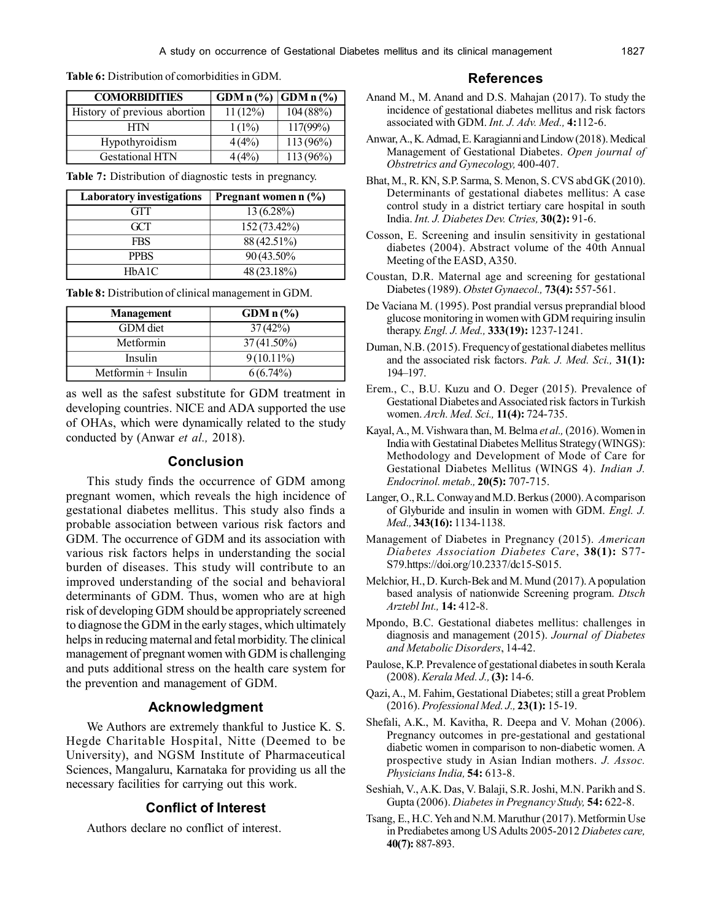**Table 6:** Distribution of comorbidities in GDM.

| COMORBIDITIES | GDM n (%) | GDM n (%) |
|---|---|---|
| History of previous abortion | 11 (12%) | 104 (88%) |
| HTN | 1 (1%) | 117(99%) |
| Hypothyroidism | 4 (4%) | 113 (96%) |
| Gestational HTN | 4 (4%) | 113 (96%) |

**Table 7:** Distribution of diagnostic tests in pregnancy.

| Laboratory investigations | Pregnant women n (%) |
|---|---|
| GTT | 13 (6.28%) |
| GCT | 152 (73.42%) |
| FBS | 88 (42.51%) |
| PPBS | 90 (43.50% |
| HbA1C | 48 (23.18%) |

**Table 8:** Distribution of clinical management in GDM.

| Management | GDM n (%) |
|---|---|
| GDM diet | 37 (42%) |
| Metformin | 37 (41.50%) |
| Insulin | 9 (10.11%) |
| Metformin + Insulin | 6 (6.74%) |

as well as the safest substitute for GDM treatment in developing countries. NICE and ADA supported the use of OHAs, which were dynamically related to the study conducted by (Anwar *et al.,* 2018).

## Conclusion

This study finds the occurrence of GDM among pregnant women, which reveals the high incidence of gestational diabetes mellitus. This study also finds a probable association between various risk factors and GDM. The occurrence of GDM and its association with various risk factors helps in understanding the social burden of diseases. This study will contribute to an improved understanding of the social and behavioral determinants of GDM. Thus, women who are at high risk of developing GDM should be appropriately screened to diagnose the GDM in the early stages, which ultimately helps in reducing maternal and fetal morbidity. The clinical management of pregnant women with GDM is challenging and puts additional stress on the health care system for the prevention and management of GDM.

## Acknowledgment

We Authors are extremely thankful to Justice K. S. Hegde Charitable Hospital, Nitte (Deemed to be University), and NGSM Institute of Pharmaceutical Sciences, Mangaluru, Karnataka for providing us all the necessary facilities for carrying out this work.

## Conflict of Interest

Authors declare no conflict of interest.

## References

Anand M., M. Anand and D.S. Mahajan (2017). To study the incidence of gestational diabetes mellitus and risk factors associated with GDM. *Int. J. Adv. Med.,* **4:**112-6.

Anwar, A., K. Admad, E. Karagianni and Lindow (2018). Medical Management of Gestational Diabetes. *Open journal of Obstretrics and Gynecology,* 400-407.

Bhat, M., R. KN, S.P. Sarma, S. Menon, S. CVS abd GK (2010). Determinants of gestational diabetes mellitus: A case control study in a district tertiary care hospital in south India. *Int. J. Diabetes Dev. Ctries,* **30(2):** 91-6.

Cosson, E. Screening and insulin sensitivity in gestational diabetes (2004). Abstract volume of the 40th Annual Meeting of the EASD, A350.

Coustan, D.R. Maternal age and screening for gestational Diabetes (1989). *Obstet Gynaecol.,* **73(4):** 557-561.

De Vaciana M. (1995). Post prandial versus preprandial blood glucose monitoring in women with GDM requiring insulin therapy. *Engl. J. Med.,* **333(19):** 1237-1241.

Duman, N.B. (2015). Frequency of gestational diabetes mellitus and the associated risk factors. *Pak. J. Med. Sci.,* **31(1):** 194–197.

Erem., C., B.U. Kuzu and O. Deger (2015). Prevalence of Gestational Diabetes and Associated risk factors in Turkish women. *Arch. Med. Sci.,* **11(4):** 724-735.

Kayal, A., M. Vishwara than, M. Belma *et al.,* (2016). Women in India with Gestatinal Diabetes Mellitus Strategy (WINGS): Methodology and Development of Mode of Care for Gestational Diabetes Mellitus (WINGS 4). *Indian J. Endocrinol. metab.,* **20(5):** 707-715.

Langer, O., R.L. Conway and M.D. Berkus (2000). A comparison of Glyburide and insulin in women with GDM. *Engl. J. Med.,* **343(16):** 1134-1138.

Management of Diabetes in Pregnancy (2015). *American Diabetes Association Diabetes Care*, **38(1):** S77-S79.https://doi.org/10.2337/dc15-S015.

Melchior, H., D. Kurch-Bek and M. Mund (2017). A population based analysis of nationwide Screening program. *Dtsch Arztebl Int.,* **14:** 412-8.

Mpondo, B.C. Gestational diabetes mellitus: challenges in diagnosis and management (2015). *Journal of Diabetes and Metabolic Disorders*, 14-42.

Paulose, K.P. Prevalence of gestational diabetes in south Kerala (2008). *Kerala Med. J.,* **(3):** 14-6.

Qazi, A., M. Fahim, Gestational Diabetes; still a great Problem (2016). *Professional Med. J.,* **23(1):** 15-19.

Shefali, A.K., M. Kavitha, R. Deepa and V. Mohan (2006). Pregnancy outcomes in pre-gestational and gestational diabetic women in comparison to non-diabetic women. A prospective study in Asian Indian mothers. *J. Assoc. Physicians India,* **54:** 613-8.

Seshiah, V., A.K. Das, V. Balaji, S.R. Joshi, M.N. Parikh and S. Gupta (2006). *Diabetes in Pregnancy Study,* **54:** 622-8.

Tsang, E., H.C. Yeh and N.M. Maruthur (2017). Metformin Use in Prediabetes among US Adults 2005-2012 *Diabetes care,* **40(7):** 887-893.